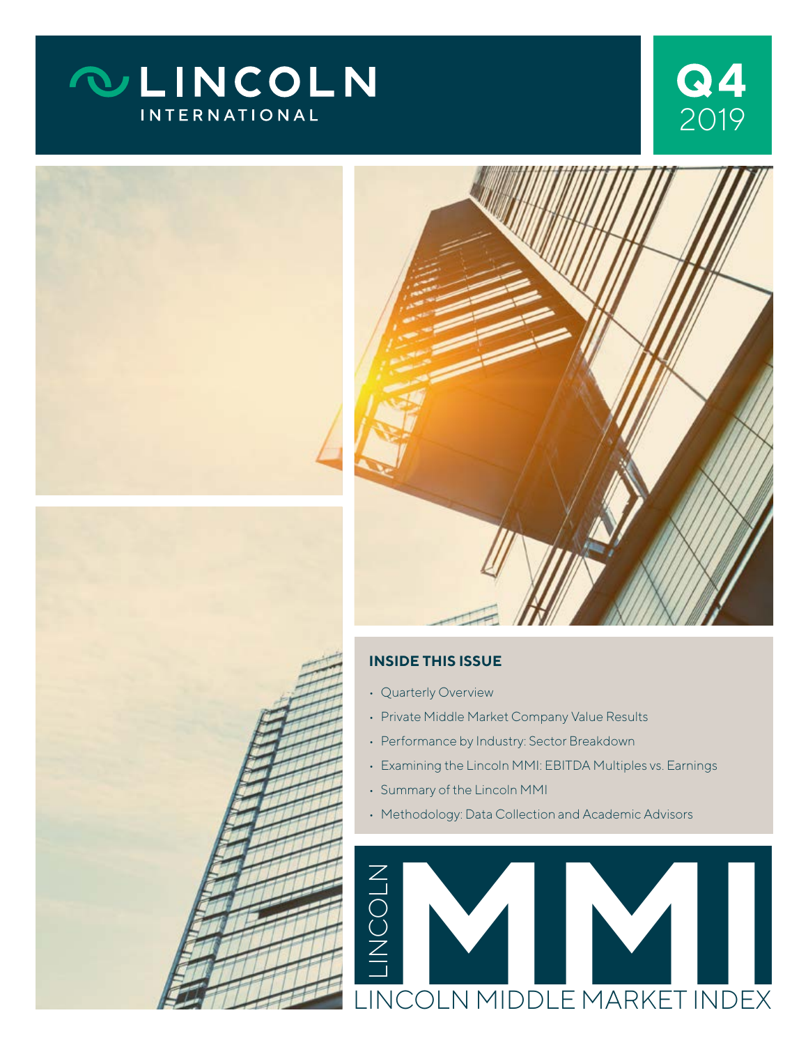# LINCOLN INTERNATIONAL

**Q4** 2019

### INSIDE THIS ISSUE

- Quarterly Overview
- Private Middle Market Company Value Results
- Performance by Industry: Sector Breakdown
- Examining the Lincoln MMI: EBITDA Multiples vs. Earnings
- Summary of the Lincoln MMI
- Methodology: Data Collection and Academic Advisors

# LINCOLN MMI

LINCOLN MIDDLE MARKET INDEX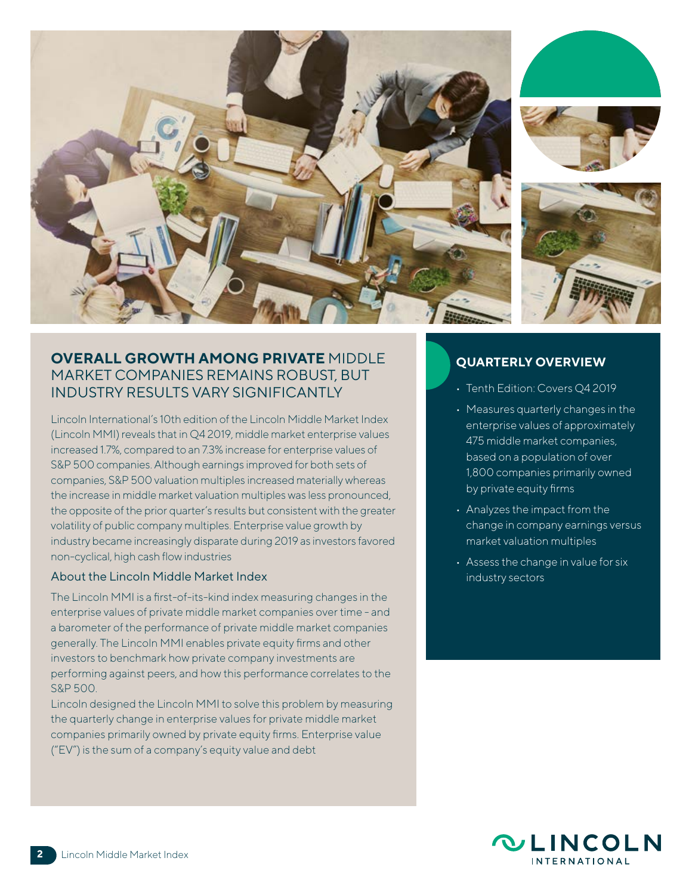## **OVERALL GROWTH AMONG PRIVATE** MIDDLE MARKET COMPANIES REMAINS ROBUST, BUT INDUSTRY RESULTS VARY SIGNIFICANTLY

Lincoln International's 10th edition of the Lincoln Middle Market Index (Lincoln MMI) reveals that in Q4 2019, middle market enterprise values increased 1.7%, compared to an 7.3% increase for enterprise values of S&P 500 companies. Although earnings improved for both sets of companies, S&P 500 valuation multiples increased materially whereas the increase in middle market valuation multiples was less pronounced, the opposite of the prior quarter's results but consistent with the greater volatility of public company multiples. Enterprise value growth by industry became increasingly disparate during 2019 as investors favored non-cyclical, high cash flow industries

### About the Lincoln Middle Market Index

The Lincoln MMI is a first-of-its-kind index measuring changes in the enterprise values of private middle market companies over time - and a barometer of the performance of private middle market companies generally. The Lincoln MMI enables private equity firms and other investors to benchmark how private company investments are performing against peers, and how this performance correlates to the S&P 500.

Lincoln designed the Lincoln MMI to solve this problem by measuring the quarterly change in enterprise values for private middle market companies primarily owned by private equity firms. Enterprise value ("EV") is the sum of a company's equity value and debt

### **QUARTERLY OVERVIEW**

- Tenth Edition: Covers Q4 2019
- Measures quarterly changes in the enterprise values of approximately 475 middle market companies, based on a population of over 1,800 companies primarily owned by private equity firms
- Analyzes the impact from the change in company earnings versus market valuation multiples
- Assess the change in value for six industry sectors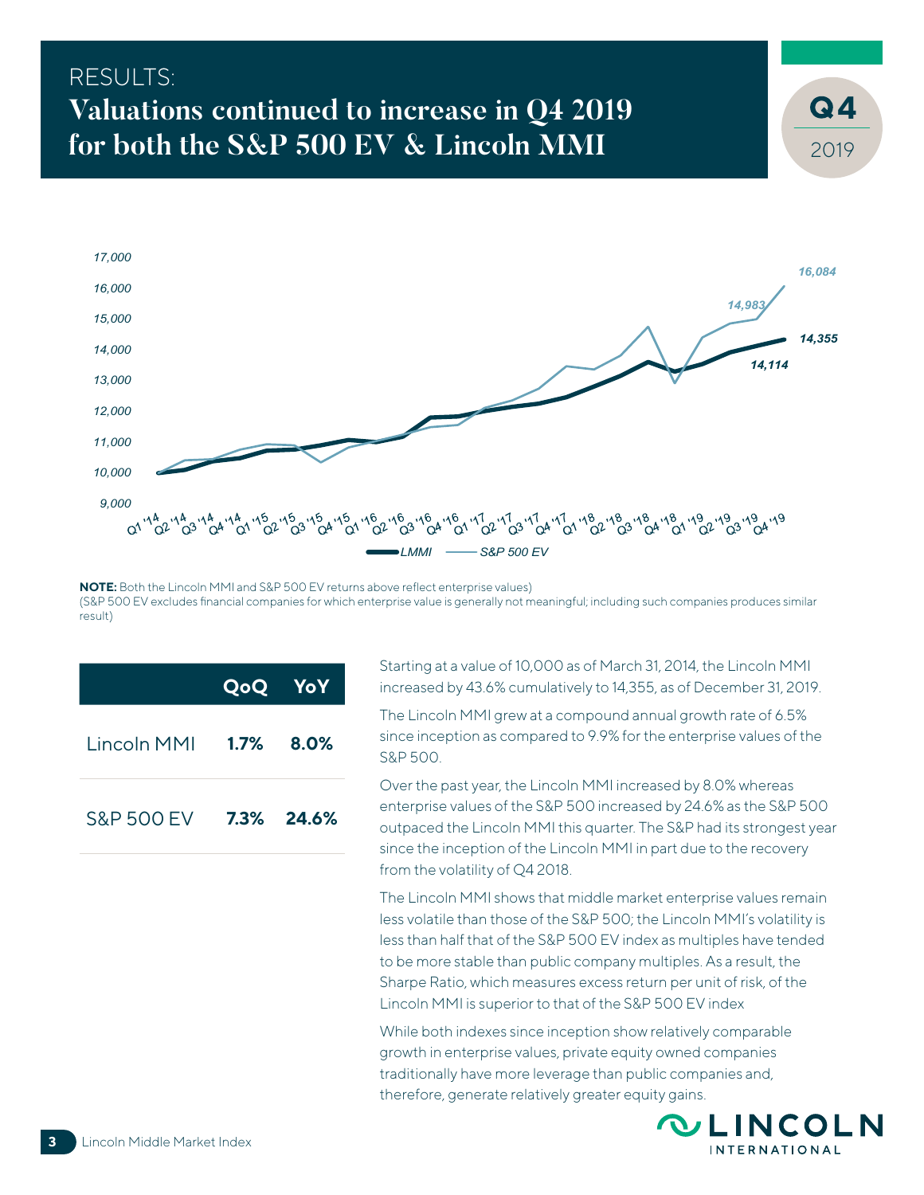RESULTS:

# Valuations continued to increase in Q4 2019 for both the S&P 500 EV & Lincoln MMI

Q4 2019

17,000
16,000
15,000
14,000
13,000
12,000
11,000
10,000
9,000

16,084
14,983
14,355
14,114

Q1 '14 Q2 '14 Q3 '14 Q4 '14 Q1 '15 Q2 '15 Q3 '15 Q4 '15 Q1 '16 Q2 '16 Q3 '16 Q4 '16 Q1 '17 Q2 '17 Q3 '17 Q4 '17 Q1 '18 Q2 '18 Q3 '18 Q4 '18 Q1 '19 Q2 '19 Q3 '19 Q4 '19

LMMI — S&P 500 EV

**NOTE:** Both the Lincoln MMI and S&P 500 EV returns above reflect enterprise values)
(S&P 500 EV excludes financial companies for which enterprise value is generally not meaningful; including such companies produces similar result)

| | QoQ | YoY |
|---|---|---|
| Lincoln MMI | **1.7%** | **8.0%** |
| S&P 500 EV | **7.3%** | **24.6%** |

Starting at a value of 10,000 as of March 31, 2014, the Lincoln MMI increased by 43.6% cumulatively to 14,355, as of December 31, 2019.

The Lincoln MMI grew at a compound annual growth rate of 6.5% since inception as compared to 9.9% for the enterprise values of the S&P 500.

Over the past year, the Lincoln MMI increased by 8.0% whereas enterprise values of the S&P 500 increased by 24.6% as the S&P 500 outpaced the Lincoln MMI this quarter. The S&P had its strongest year since the inception of the Lincoln MMI in part due to the recovery from the volatility of Q4 2018.

The Lincoln MMI shows that middle market enterprise values remain less volatile than those of the S&P 500; the Lincoln MMI's volatility is less than half that of the S&P 500 EV index as multiples have tended to be more stable than public company multiples. As a result, the Sharpe Ratio, which measures excess return per unit of risk, of the Lincoln MMI is superior to that of the S&P 500 EV index

While both indexes since inception show relatively comparable growth in enterprise values, private equity owned companies traditionally have more leverage than public companies and, therefore, generate relatively greater equity gains.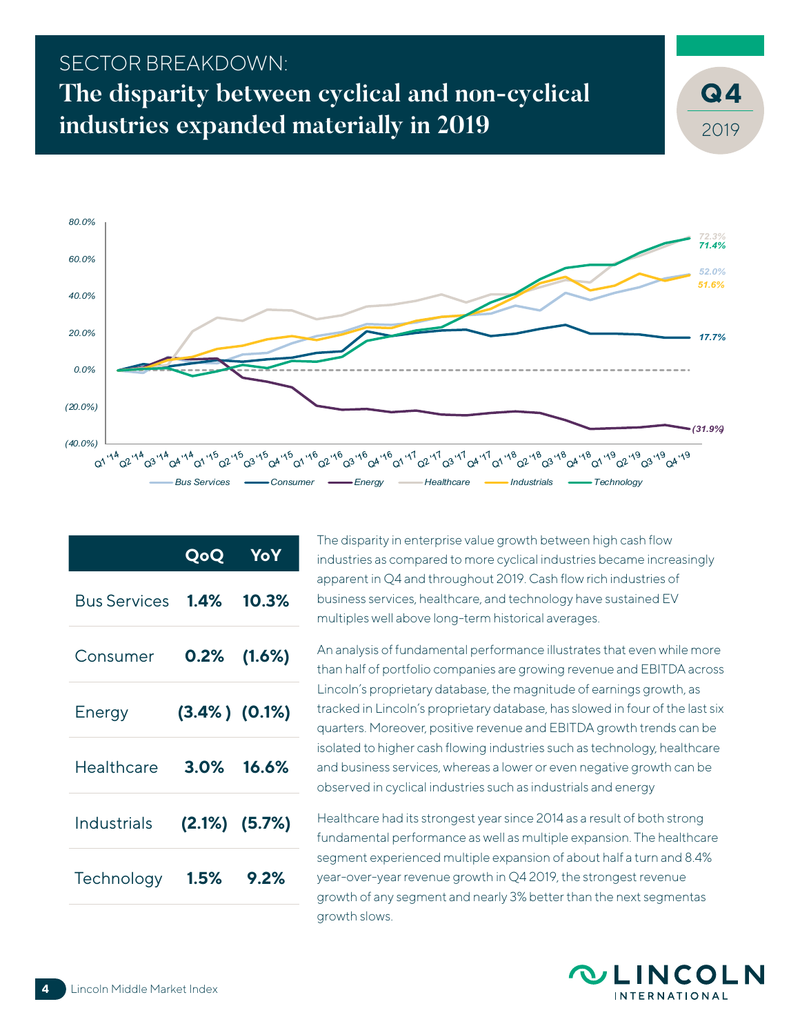# SECTOR BREAKDOWN:

## The disparity between cyclical and non-cyclical industries expanded materially in 2019

**Q4** 2019

|  | QoQ | YoY |
|---|---|---|
| Bus Services | 1.4% | 10.3% |
| Consumer | 0.2% | (1.6%) |
| Energy | (3.4%) | (0.1%) |
| Healthcare | 3.0% | 16.6% |
| Industrials | (2.1%) | (5.7%) |
| Technology | 1.5% | 9.2% |

The disparity in enterprise value growth between high cash flow industries as compared to more cyclical industries became increasingly apparent in Q4 and throughout 2019. Cash flow rich industries of business services, healthcare, and technology have sustained EV multiples well above long-term historical averages.

An analysis of fundamental performance illustrates that even while more than half of portfolio companies are growing revenue and EBITDA across Lincoln's proprietary database, the magnitude of earnings growth, as tracked in Lincoln's proprietary database, has slowed in four of the last six quarters. Moreover, positive revenue and EBITDA growth trends can be isolated to higher cash flowing industries such as technology, healthcare and business services, whereas a lower or even negative growth can be observed in cyclical industries such as industrials and energy

Healthcare had its strongest year since 2014 as a result of both strong fundamental performance as well as multiple expansion. The healthcare segment experienced multiple expansion of about half a turn and 8.4% year-over-year revenue growth in Q4 2019, the strongest revenue growth of any segment and nearly 3% better than the next segmentas growth slows.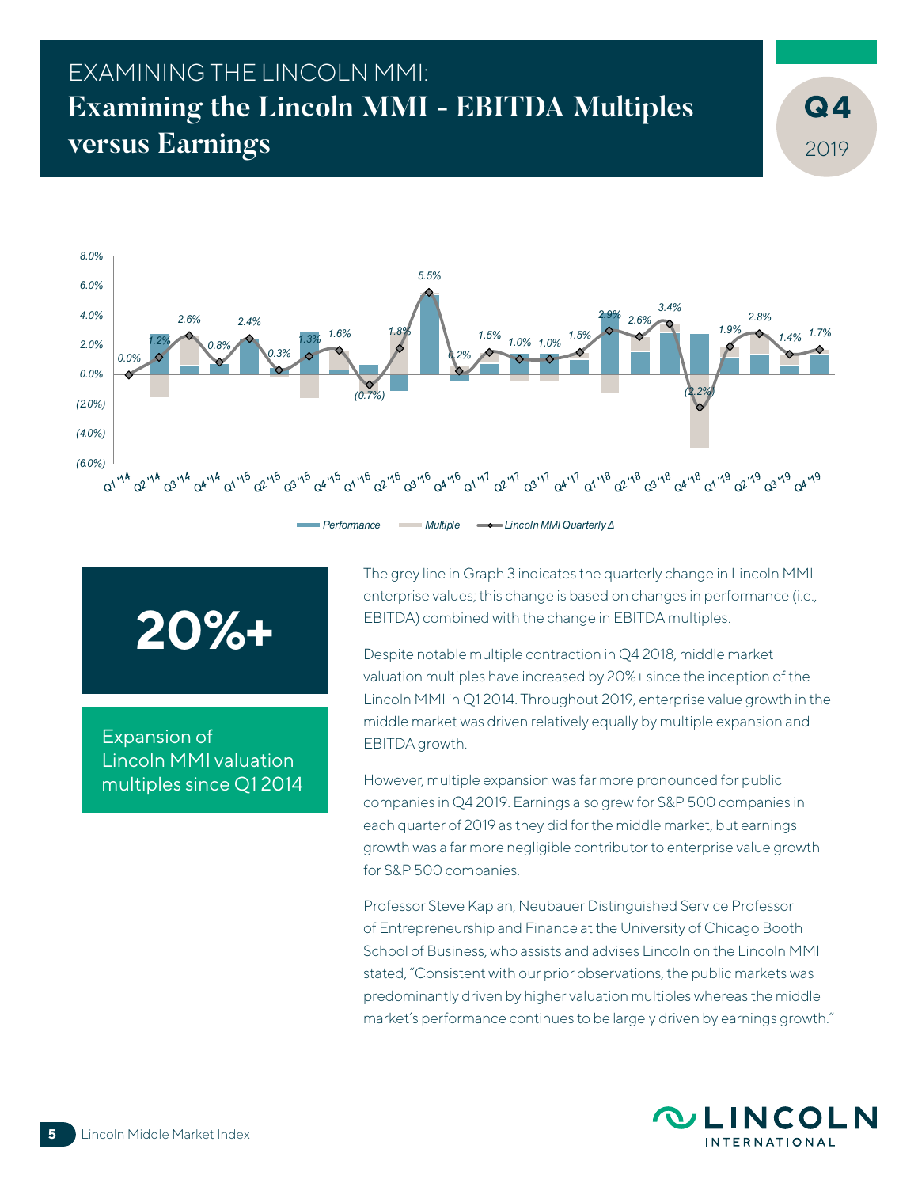# EXAMINING THE LINCOLN MMI:

## Examining the Lincoln MMI - EBITDA Multiples versus Earnings

**Q4** 2019

| Quarter | Lincoln MMI Quarterly Δ |
|---|---|
| Q1 '14 | 0.0% |
| Q2 '14 | 1.2% |
| Q3 '14 | 2.6% |
| Q4 '14 | 0.8% |
| Q1 '15 | 2.4% |
| Q2 '15 | 0.3% |
| Q3 '15 | 1.3% |
| Q4 '15 | 1.6% |
| Q1 '16 | (0.7%) |
| Q2 '16 | 1.8% |
| Q3 '16 | 5.5% |
| Q4 '16 | 0.2% |
| Q1 '17 | 1.5% |
| Q2 '17 | 1.0% |
| Q3 '17 | 1.0% |
| Q4 '17 | 1.5% |
| Q1 '18 | 2.9% |
| Q2 '18 | 2.6% |
| Q3 '18 | 3.4% |
| Q4 '18 | (2.2%) |
| Q1 '19 | 1.9% |
| Q2 '19 | 2.8% |
| Q3 '19 | 1.4% |
| Q4 '19 | 1.7% |

Performance · Multiple · Lincoln MMI Quarterly Δ

**20%+**

Expansion of Lincoln MMI valuation multiples since Q1 2014

The grey line in Graph 3 indicates the quarterly change in Lincoln MMI enterprise values; this change is based on changes in performance (i.e., EBITDA) combined with the change in EBITDA multiples.

Despite notable multiple contraction in Q4 2018, middle market valuation multiples have increased by 20%+ since the inception of the Lincoln MMI in Q1 2014. Throughout 2019, enterprise value growth in the middle market was driven relatively equally by multiple expansion and EBITDA growth.

However, multiple expansion was far more pronounced for public companies in Q4 2019. Earnings also grew for S&P 500 companies in each quarter of 2019 as they did for the middle market, but earnings growth was a far more negligible contributor to enterprise value growth for S&P 500 companies.

Professor Steve Kaplan, Neubauer Distinguished Service Professor of Entrepreneurship and Finance at the University of Chicago Booth School of Business, who assists and advises Lincoln on the Lincoln MMI stated, "Consistent with our prior observations, the public markets was predominantly driven by higher valuation multiples whereas the middle market's performance continues to be largely driven by earnings growth."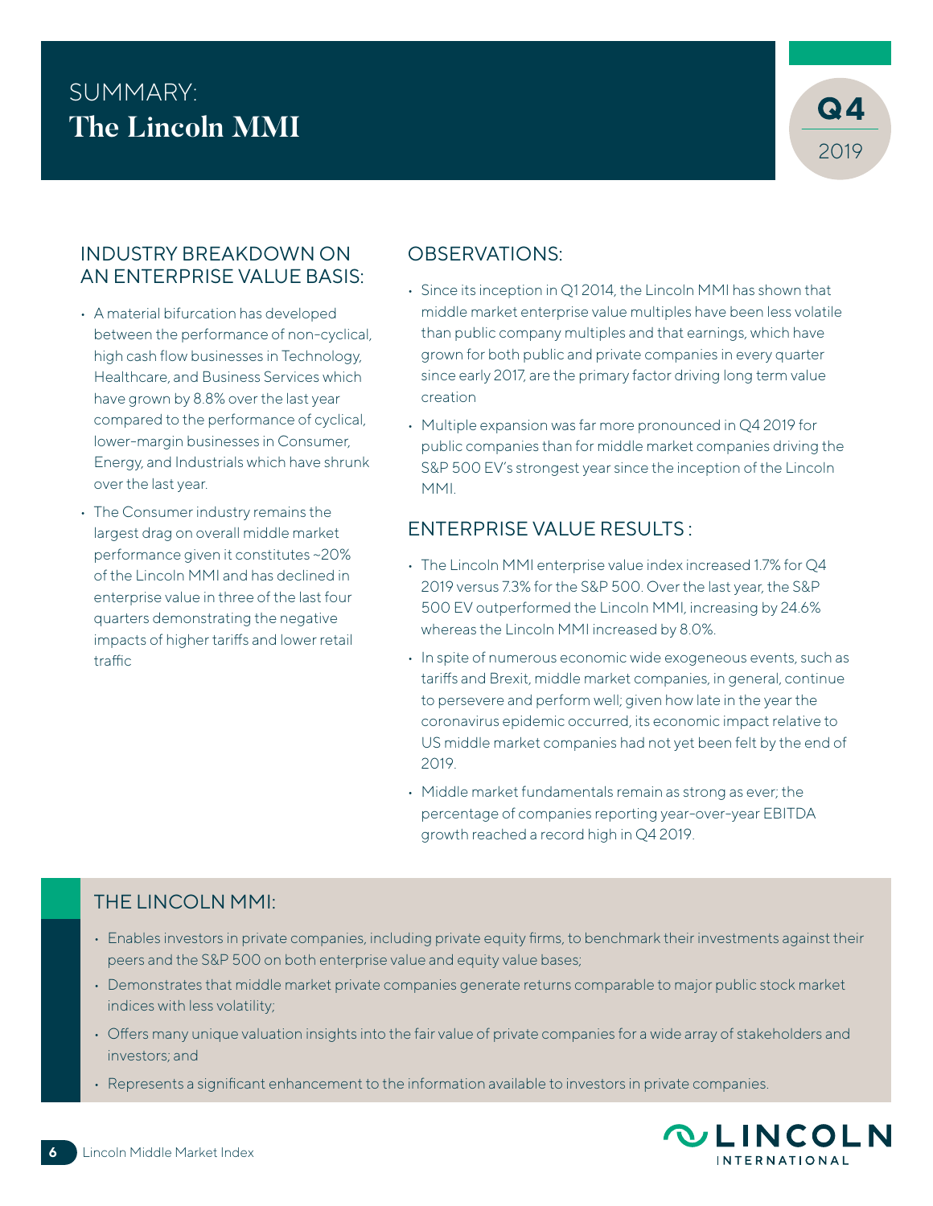# SUMMARY: The Lincoln MMI

**Q4** 2019

## INDUSTRY BREAKDOWN ON AN ENTERPRISE VALUE BASIS:

- A material bifurcation has developed between the performance of non-cyclical, high cash flow businesses in Technology, Healthcare, and Business Services which have grown by 8.8% over the last year compared to the performance of cyclical, lower-margin businesses in Consumer, Energy, and Industrials which have shrunk over the last year.
- The Consumer industry remains the largest drag on overall middle market performance given it constitutes ~20% of the Lincoln MMI and has declined in enterprise value in three of the last four quarters demonstrating the negative impacts of higher tariffs and lower retail traffic

## OBSERVATIONS:

- Since its inception in Q1 2014, the Lincoln MMI has shown that middle market enterprise value multiples have been less volatile than public company multiples and that earnings, which have grown for both public and private companies in every quarter since early 2017, are the primary factor driving long term value creation
- Multiple expansion was far more pronounced in Q4 2019 for public companies than for middle market companies driving the S&P 500 EV's strongest year since the inception of the Lincoln MMI.

## ENTERPRISE VALUE RESULTS :

- The Lincoln MMI enterprise value index increased 1.7% for Q4 2019 versus 7.3% for the S&P 500. Over the last year, the S&P 500 EV outperformed the Lincoln MMI, increasing by 24.6% whereas the Lincoln MMI increased by 8.0%.
- In spite of numerous economic wide exogeneous events, such as tariffs and Brexit, middle market companies, in general, continue to persevere and perform well; given how late in the year the coronavirus epidemic occurred, its economic impact relative to US middle market companies had not yet been felt by the end of 2019.
- Middle market fundamentals remain as strong as ever; the percentage of companies reporting year-over-year EBITDA growth reached a record high in Q4 2019.

## THE LINCOLN MMI:

- Enables investors in private companies, including private equity firms, to benchmark their investments against their peers and the S&P 500 on both enterprise value and equity value bases;
- Demonstrates that middle market private companies generate returns comparable to major public stock market indices with less volatility;
- Offers many unique valuation insights into the fair value of private companies for a wide array of stakeholders and investors; and
- Represents a significant enhancement to the information available to investors in private companies.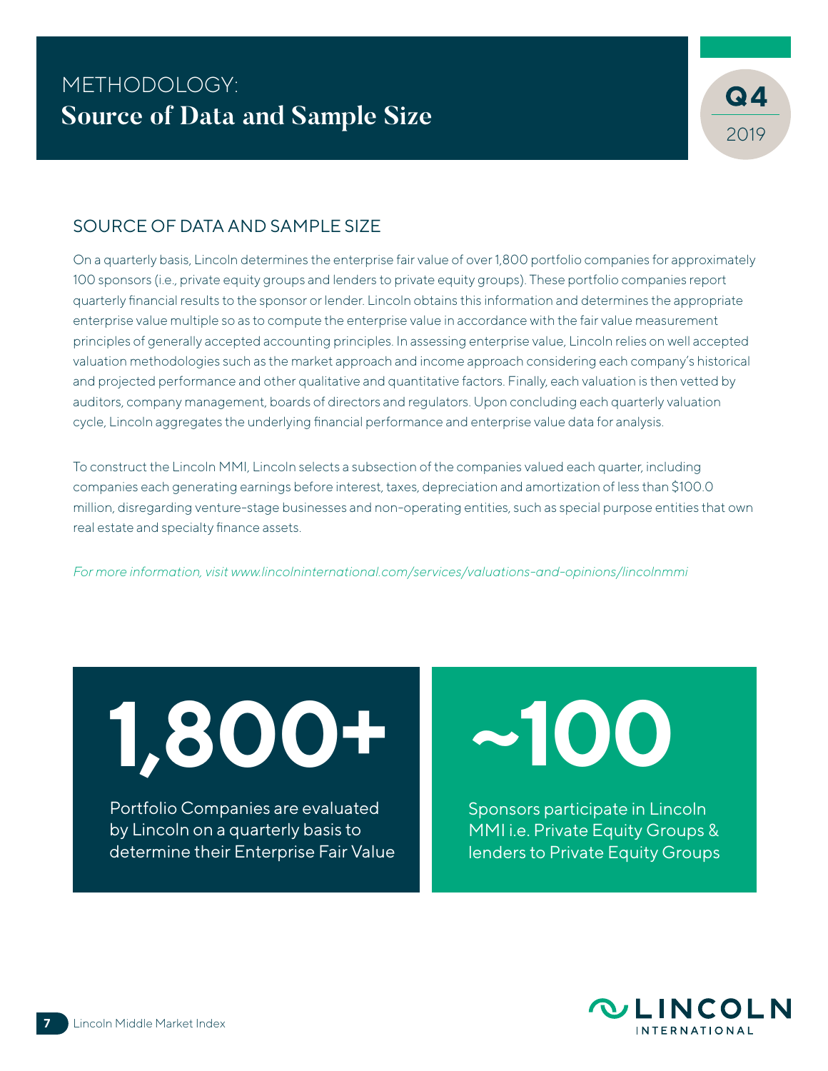# METHODOLOGY: Source of Data and Sample Size

## SOURCE OF DATA AND SAMPLE SIZE

On a quarterly basis, Lincoln determines the enterprise fair value of over 1,800 portfolio companies for approximately 100 sponsors (i.e., private equity groups and lenders to private equity groups). These portfolio companies report quarterly financial results to the sponsor or lender. Lincoln obtains this information and determines the appropriate enterprise value multiple so as to compute the enterprise value in accordance with the fair value measurement principles of generally accepted accounting principles. In assessing enterprise value, Lincoln relies on well accepted valuation methodologies such as the market approach and income approach considering each company's historical and projected performance and other qualitative and quantitative factors. Finally, each valuation is then vetted by auditors, company management, boards of directors and regulators. Upon concluding each quarterly valuation cycle, Lincoln aggregates the underlying financial performance and enterprise value data for analysis.

To construct the Lincoln MMI, Lincoln selects a subsection of the companies valued each quarter, including companies each generating earnings before interest, taxes, depreciation and amortization of less than $100.0 million, disregarding venture-stage businesses and non-operating entities, such as special purpose entities that own real estate and specialty finance assets.

*For more information, visit www.lincolninternational.com/services/valuations-and-opinions/lincolnmmi*

**1,800+**

Portfolio Companies are evaluated by Lincoln on a quarterly basis to determine their Enterprise Fair Value

**~100**

Sponsors participate in Lincoln MMI i.e. Private Equity Groups & lenders to Private Equity Groups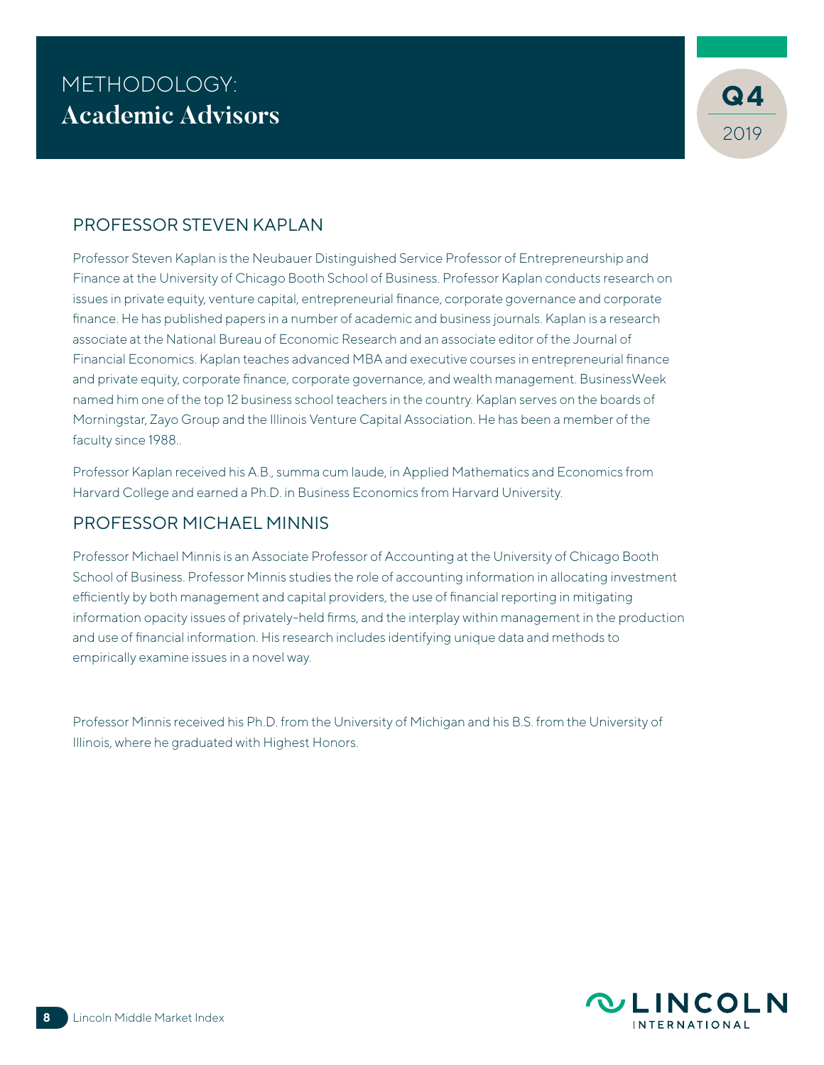# METHODOLOGY: Academic Advisors

## PROFESSOR STEVEN KAPLAN

Professor Steven Kaplan is the Neubauer Distinguished Service Professor of Entrepreneurship and Finance at the University of Chicago Booth School of Business. Professor Kaplan conducts research on issues in private equity, venture capital, entrepreneurial finance, corporate governance and corporate finance. He has published papers in a number of academic and business journals. Kaplan is a research associate at the National Bureau of Economic Research and an associate editor of the Journal of Financial Economics. Kaplan teaches advanced MBA and executive courses in entrepreneurial finance and private equity, corporate finance, corporate governance, and wealth management. BusinessWeek named him one of the top 12 business school teachers in the country. Kaplan serves on the boards of Morningstar, Zayo Group and the Illinois Venture Capital Association. He has been a member of the faculty since 1988..

Professor Kaplan received his A.B., summa cum laude, in Applied Mathematics and Economics from Harvard College and earned a Ph.D. in Business Economics from Harvard University.

## PROFESSOR MICHAEL MINNIS

Professor Michael Minnis is an Associate Professor of Accounting at the University of Chicago Booth School of Business. Professor Minnis studies the role of accounting information in allocating investment efficiently by both management and capital providers, the use of financial reporting in mitigating information opacity issues of privately-held firms, and the interplay within management in the production and use of financial information. His research includes identifying unique data and methods to empirically examine issues in a novel way.

Professor Minnis received his Ph.D. from the University of Michigan and his B.S. from the University of Illinois, where he graduated with Highest Honors.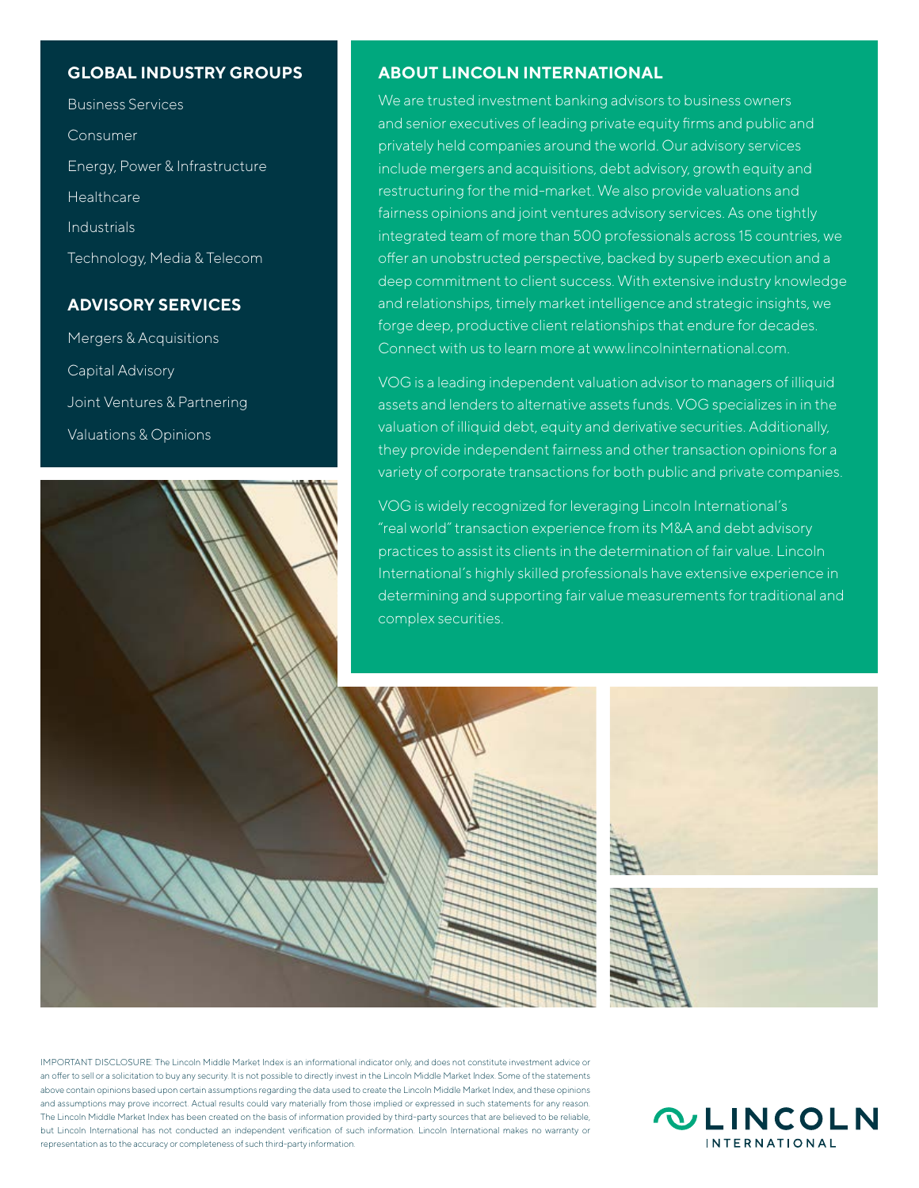## GLOBAL INDUSTRY GROUPS

Business Services

Consumer

Energy, Power & Infrastructure

Healthcare

Industrials

Technology, Media & Telecom

## ADVISORY SERVICES

Mergers & Acquisitions

Capital Advisory

Joint Ventures & Partnering

Valuations & Opinions

## ABOUT LINCOLN INTERNATIONAL

We are trusted investment banking advisors to business owners and senior executives of leading private equity firms and public and privately held companies around the world. Our advisory services include mergers and acquisitions, debt advisory, growth equity and restructuring for the mid-market. We also provide valuations and fairness opinions and joint ventures advisory services. As one tightly integrated team of more than 500 professionals across 15 countries, we offer an unobstructed perspective, backed by superb execution and a deep commitment to client success. With extensive industry knowledge and relationships, timely market intelligence and strategic insights, we forge deep, productive client relationships that endure for decades. Connect with us to learn more at www.lincolninternational.com.

VOG is a leading independent valuation advisor to managers of illiquid assets and lenders to alternative assets funds. VOG specializes in in the valuation of illiquid debt, equity and derivative securities. Additionally, they provide independent fairness and other transaction opinions for a variety of corporate transactions for both public and private companies.

VOG is widely recognized for leveraging Lincoln International's "real world" transaction experience from its M&A and debt advisory practices to assist its clients in the determination of fair value. Lincoln International's highly skilled professionals have extensive experience in determining and supporting fair value measurements for traditional and complex securities.

IMPORTANT DISCLOSURE. The Lincoln Middle Market Index is an informational indicator only, and does not constitute investment advice or an offer to sell or a solicitation to buy any security. It is not possible to directly invest in the Lincoln Middle Market Index. Some of the statements above contain opinions based upon certain assumptions regarding the data used to create the Lincoln Middle Market Index, and these opinions and assumptions may prove incorrect. Actual results could vary materially from those implied or expressed in such statements for any reason. The Lincoln Middle Market Index has been created on the basis of information provided by third-party sources that are believed to be reliable, but Lincoln International has not conducted an independent verification of such information. Lincoln International makes no warranty or representation as to the accuracy or completeness of such third-party information.

LINCOLN INTERNATIONAL